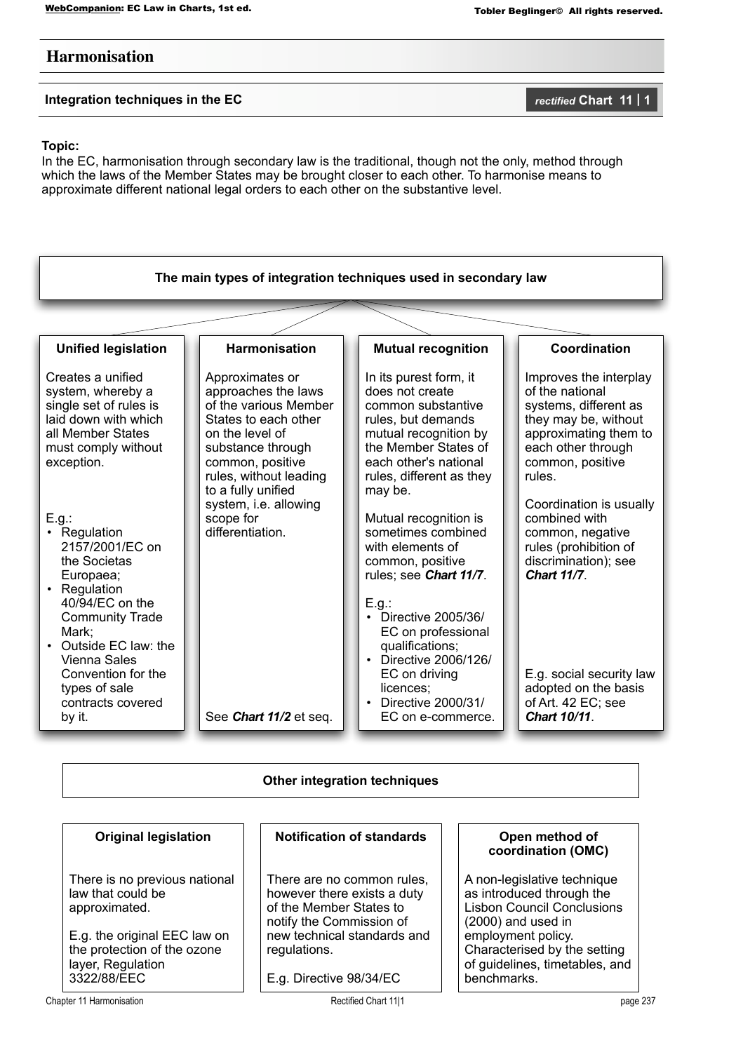# Harmonisation

## Integration techniques in the EC

*rectified* **Chart 11 | 1**

**Topic:**
In the EC, harmonisation through secondary law is the traditional, though not the only, method through which the laws of the Member States may be brought closer to each other. To harmonise means to approximate different national legal orders to each other on the substantive level.

### The main types of integration techniques used in secondary law

#### Unified legislation

Creates a unified system, whereby a single set of rules is laid down with which all Member States must comply without exception.

E.g.:
- Regulation 2157/2001/EC on the Societas Europaea;
- Regulation 40/94/EC on the Community Trade Mark;
- Outside EC law: the Vienna Sales Convention for the types of sale contracts covered by it.

#### Harmonisation

Approximates or approaches the laws of the various Member States to each other on the level of substance through common, positive rules, without leading to a fully unified system, i.e. allowing scope for differentiation.

See ***Chart 11/2*** et seq.

#### Mutual recognition

In its purest form, it does not create common substantive rules, but demands mutual recognition by the Member States of each other's national rules, different as they may be.

Mutual recognition is sometimes combined with elements of common, positive rules; see ***Chart 11/7***.

E.g.:
- Directive 2005/36/EC on professional qualifications;
- Directive 2006/126/EC on driving licences;
- Directive 2000/31/EC on e-commerce.

#### Coordination

Improves the interplay of the national systems, different as they may be, without approximating them to each other through common, positive rules.

Coordination is usually combined with common, negative rules (prohibition of discrimination); see ***Chart 11/7***.

E.g. social security law adopted on the basis of Art. 42 EC; see ***Chart 10/11***.

### Other integration techniques

#### Original legislation

There is no previous national law that could be approximated.

E.g. the original EEC law on the protection of the ozone layer, Regulation 3322/88/EEC

#### Notification of standards

There are no common rules, however there exists a duty of the Member States to notify the Commission of new technical standards and regulations.

E.g. Directive 98/34/EC

#### Open method of coordination (OMC)

A non-legislative technique as introduced through the Lisbon Council Conclusions (2000) and used in employment policy. Characterised by the setting of guidelines, timetables, and benchmarks.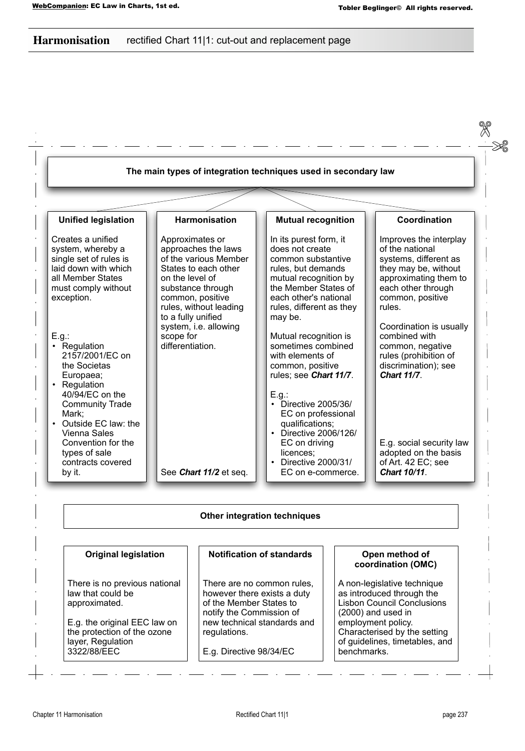# Harmonisation

rectified Chart 11|1: cut-out and replacement page

## The main types of integration techniques used in secondary law

### Unified legislation

Creates a unified system, whereby a single set of rules is laid down with which all Member States must comply without exception.

E.g.:

- Regulation 2157/2001/EC on the Societas Europaea;
- Regulation 40/94/EC on the Community Trade Mark;
- Outside EC law: the Vienna Sales Convention for the types of sale contracts covered by it.

### Harmonisation

Approximates or approaches the laws of the various Member States to each other on the level of substance through common, positive rules, without leading to a fully unified system, i.e. allowing scope for differentiation.

See ***Chart 11/2*** et seq.

### Mutual recognition

In its purest form, it does not create common substantive rules, but demands mutual recognition by the Member States of each other's national rules, different as they may be.

Mutual recognition is sometimes combined with elements of common, positive rules; see ***Chart 11/7***.

E.g.:

- Directive 2005/36/EC on professional qualifications;
- Directive 2006/126/EC on driving licences;
- Directive 2000/31/EC on e-commerce.

### Coordination

Improves the interplay of the national systems, different as they may be, without approximating them to each other through common, positive rules.

Coordination is usually combined with common, negative rules (prohibition of discrimination); see ***Chart 11/7***.

E.g. social security law adopted on the basis of Art. 42 EC; see ***Chart 10/11***.

## Other integration techniques

### Original legislation

There is no previous national law that could be approximated.

E.g. the original EEC law on the protection of the ozone layer, Regulation 3322/88/EEC

### Notification of standards

There are no common rules, however there exists a duty of the Member States to notify the Commission of new technical standards and regulations.

E.g. Directive 98/34/EC

### Open method of coordination (OMC)

A non-legislative technique as introduced through the Lisbon Council Conclusions (2000) and used in employment policy. Characterised by the setting of guidelines, timetables, and benchmarks.